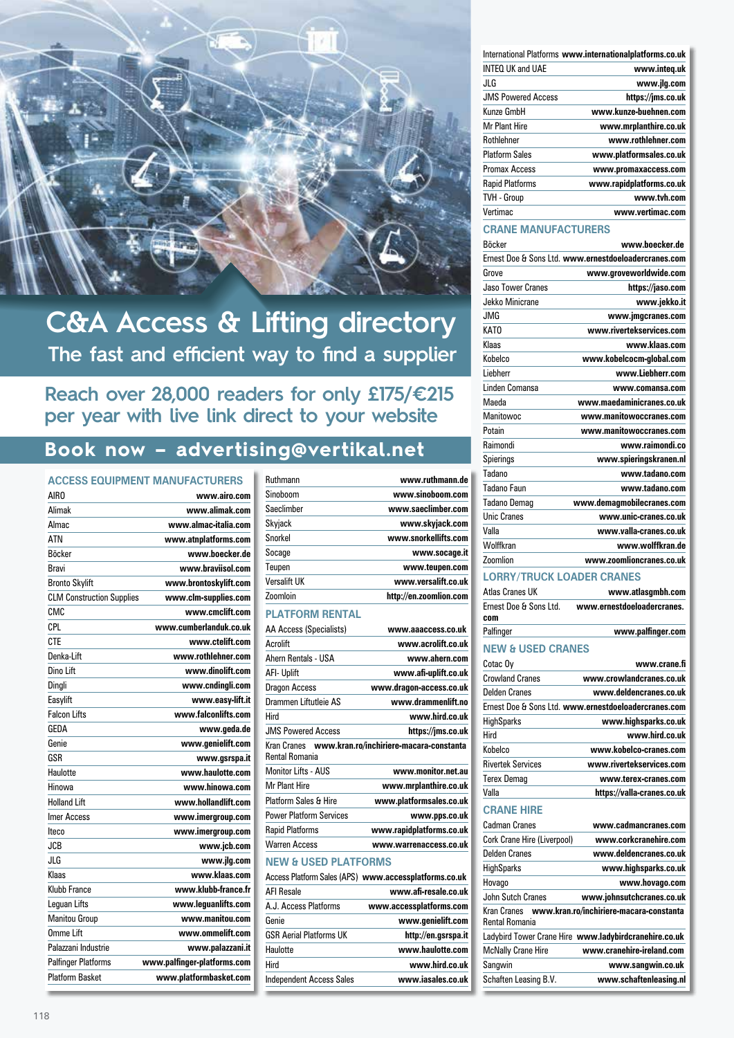# C&A Access & Lifting directory

## The fast and efficient way to find a supplier

Reach over 28,000 readers for only £175/€215 per year with live link direct to your website

**Book now – advertising@vertikal.net**

## ACCESS EQUIPMENT MANUFACTURERS

| Company | Website |
|---|---|
| AIRO | www.airo.com |
| Alimak | www.alimak.com |
| Almac | www.almac-italia.com |
| ATN | www.atnplatforms.com |
| Böcker | www.boecker.de |
| Bravi | www.braviisol.com |
| Bronto Skylift | www.brontoskylift.com |
| CLM Construction Supplies | www.clm-supplies.com |
| CMC | www.cmclift.com |
| CPL | www.cumberlanduk.co.uk |
| CTE | www.ctelift.com |
| Denka-Lift | www.rothlehner.com |
| Dino Lift | www.dinolift.com |
| Dingli | www.cndingli.com |
| Easylift | www.easy-lift.it |
| Falcon Lifts | www.falconlifts.com |
| GEDA | www.geda.de |
| Genie | www.genielift.com |
| GSR | www.gsrspa.it |
| Haulotte | www.haulotte.com |
| Hinowa | www.hinowa.com |
| Holland Lift | www.hollandlift.com |
| Imer Access | www.imergroup.com |
| Iteco | www.imergroup.com |
| JCB | www.jcb.com |
| JLG | www.jlg.com |
| Klaas | www.klaas.com |
| Klubb France | www.klubb-france.fr |
| Leguan Lifts | www.leguanlifts.com |
| Manitou Group | www.manitou.com |
| Omme Lift | www.ommelift.com |
| Palazzani Industrie | www.palazzani.it |
| Palfinger Platforms | www.palfinger-platforms.com |
| Platform Basket | www.platformbasket.com |
| Ruthmann | www.ruthmann.de |
| Sinoboom | www.sinoboom.com |
| Saeclimber | www.saeclimber.com |
| Skyjack | www.skyjack.com |
| Snorkel | www.snorkellifts.com |
| Socage | www.socage.it |
| Teupen | www.teupen.com |
| Versalift UK | www.versalift.co.uk |
| Zoomlion | http://en.zoomlion.com |

## PLATFORM RENTAL

| Company | Website |
|---|---|
| AA Access (Specialists) | www.aaaccess.co.uk |
| Acrolift | www.acrolift.co.uk |
| Ahern Rentals - USA | www.ahern.com |
| AFI- Uplift | www.afi-uplift.co.uk |
| Dragon Access | www.dragon-access.co.uk |
| Drammen Liftutleie AS | www.drammenlift.no |
| Hird | www.hird.co.uk |
| JMS Powered Access | https://jms.co.uk |
| Kran Cranes Rental Romania | www.kran.ro/inchiriere-macara-constanta |
| Monitor Lifts - AUS | www.monitor.net.au |
| Mr Plant Hire | www.mrplanthire.co.uk |
| Platform Sales & Hire | www.platformsales.co.uk |
| Power Platform Services | www.pps.co.uk |
| Rapid Platforms | www.rapidplatforms.co.uk |
| Warren Access | www.warrenaccess.co.uk |

## NEW & USED PLATFORMS

| Company | Website |
|---|---|
| Access Platform Sales (APS) | www.accessplatforms.co.uk |
| AFI Resale | www.afi-resale.co.uk |
| A.J. Access Platforms | www.accessplatforms.com |
| Genie | www.genielift.com |
| GSR Aerial Platforms UK | http://en.gsrspa.it |
| Haulotte | www.haulotte.com |
| Hird | www.hird.co.uk |
| Independent Access Sales | www.iasales.co.uk |
| International Platforms | www.internationalplatforms.co.uk |
| INTEQ UK and UAE | www.inteq.uk |
| JLG | www.jlg.com |
| JMS Powered Access | https://jms.co.uk |
| Kunze GmbH | www.kunze-buehnen.com |
| Mr Plant Hire | www.mrplanthire.co.uk |
| Rothlehner | www.rothlehner.com |
| Platform Sales | www.platformsales.co.uk |
| Promax Access | www.promaxaccess.com |
| Rapid Platforms | www.rapidplatforms.co.uk |
| TVH - Group | www.tvh.com |
| Vertimac | www.vertimac.com |

## CRANE MANUFACTURERS

| Company | Website |
|---|---|
| Böcker | www.boecker.de |
| Ernest Doe & Sons Ltd. | www.ernestdoeloadercranes.com |
| Grove | www.groveworldwide.com |
| Jaso Tower Cranes | https://jaso.com |
| Jekko Minicrane | www.jekko.it |
| JMG | www.jmgcranes.com |
| KATO | www.rivertekservices.com |
| Klaas | www.klaas.com |
| Kobelco | www.kobelcocm-global.com |
| Liebherr | www.Liebherr.com |
| Linden Comansa | www.comansa.com |
| Maeda | www.maedaminicranes.co.uk |
| Manitowoc | www.manitowoccranes.com |
| Potain | www.manitowoccranes.com |
| Raimondi | www.raimondi.co |
| Spierings | www.spieringskranen.nl |
| Tadano | www.tadano.com |
| Tadano Faun | www.tadano.com |
| Tadano Demag | www.demagmobilecranes.com |
| Unic Cranes | www.unic-cranes.co.uk |
| Valla | www.valla-cranes.co.uk |
| Wolffkran | www.wolffkran.de |
| Zoomlion | www.zoomlioncranes.co.uk |

## LORRY/TRUCK LOADER CRANES

| Company | Website |
|---|---|
| Atlas Cranes UK | www.atlasgmbh.com |
| Ernest Doe & Sons Ltd. | www.ernestdoeloadercranes.com |
| Palfinger | www.palfinger.com |

## NEW & USED CRANES

| Company | Website |
|---|---|
| Cotac Oy | www.crane.fi |
| Crowland Cranes | www.crowlandcranes.co.uk |
| Delden Cranes | www.deldencranes.co.uk |
| Ernest Doe & Sons Ltd. | www.ernestdoeloadercranes.com |
| HighSparks | www.highsparks.co.uk |
| Hird | www.hird.co.uk |
| Kobelco | www.kobelco-cranes.com |
| Rivertek Services | www.rivertekservices.com |
| Terex Demag | www.terex-cranes.com |
| Valla | https://valla-cranes.co.uk |

## CRANE HIRE

| Company | Website |
|---|---|
| Cadman Cranes | www.cadmancranes.com |
| Cork Crane Hire (Liverpool) | www.corkcranehire.com |
| Delden Cranes | www.deldencranes.co.uk |
| HighSparks | www.highsparks.co.uk |
| Hovago | www.hovago.com |
| John Sutch Cranes | www.johnsutchcranes.co.uk |
| Kran Cranes Rental Romania | www.kran.ro/inchiriere-macara-constanta |
| Ladybird Tower Crane Hire | www.ladybirdcranehire.co.uk |
| McNally Crane Hire | www.cranehire-ireland.com |
| Sangwin | www.sangwin.co.uk |
| Schaften Leasing B.V. | www.schaftenleasing.nl |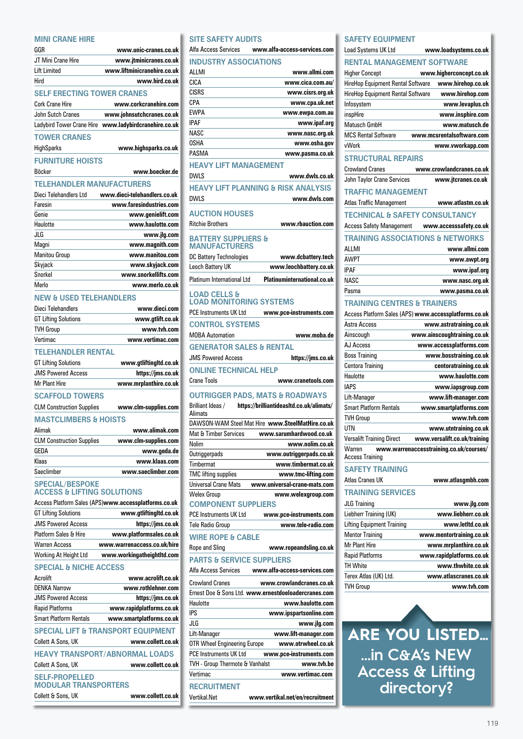## MINI CRANE HIRE

| | |
|---|---|
| GGR | www.unic-cranes.co.uk |
| JT Mini Crane Hire | www.jtminicranes.co.uk |
| Lift Limited | www.liftminicranehire.co.uk |
| Hird | www.hird.co.uk |

## SELF ERECTING TOWER CRANES

| | |
|---|---|
| Cork Crane Hire | www.corkcranehire.com |
| John Sutch Cranes | www.johnsutchcranes.co.uk |
| Ladybird Tower Crane Hire | www.ladybirdcranehire.co.uk |

## TOWER CRANES

| | |
|---|---|
| HighSparks | www.highsparks.co.uk |

## FURNITURE HOISTS

| | |
|---|---|
| Böcker | www.boecker.de |

## TELEHANDLER MANUFACTURERS

| | |
|---|---|
| Dieci Telehandlers Ltd | www.dieci-telehandlers.co.uk |
| Faresin | www.faresindustries.com |
| Genie | www.genielift.com |
| Haulotte | www.haulotte.com |
| JLG | www.jlg.com |
| Magni | www.magnith.com |
| Manitou Group | www.manitou.com |
| Skyjack | www.skyjack.com |
| Snorkel | www.snorkellifts.com |
| Merlo | www.merlo.co.uk |

## NEW & USED TELEHANDLERS

| | |
|---|---|
| Dieci Telehandlers | www.dieci.com |
| GT Lifting Solutions | www.gtlift.co.uk |
| TVH Group | www.tvh.com |
| Vertimac | www.vertimac.com |

## TELEHANDLER RENTAL

| | |
|---|---|
| GT Lifting Solutions | www.gtliftingltd.co.uk |
| JMS Powered Access | https://jms.co.uk |
| Mr Plant Hire | www.mrplanthire.co.uk |

## SCAFFOLD TOWERS

| | |
|---|---|
| CLM Construction Supplies | www.clm-supplies.com |

## MASTCLIMBERS & HOISTS

| | |
|---|---|
| Alimak | www.alimak.com |
| CLM Construction Supplies | www.clm-supplies.com |
| GEDA | www.geda.de |
| Klaas | www.klaas.com |
| Saeclimber | www.saeclimber.com |

## SPECIAL/BESPOKE ACCESS & LIFTING SOLUTIONS

| | |
|---|---|
| Access Platform Sales (APS) | www.accessplatforms.co.uk |
| GT Lifting Solutions | www.gtliftingltd.co.uk |
| JMS Powered Access | https://jms.co.uk |
| Platform Sales & Hire | www.platformsales.co.uk |
| Warren Access | www.warrenaccess.co.uk/hire |
| Working At Height Ltd | www.workingatheightltd.com |

## SPECIAL & NICHE ACCESS

| | |
|---|---|
| Acrolift | www.acrolift.co.uk |
| DENKA Narrow | www.rothlehner.com |
| JMS Powered Access | https://jms.co.uk |
| Rapid Platforms | www.rapidplatforms.co.uk |
| Smart Platform Rentals | www.smartplatforms.co.uk |

## SPECIAL LIFT & TRANSPORT EQUIPMENT

| | |
|---|---|
| Collett A Sons, UK | www.collett.co.uk |

## HEAVY TRANSPORT/ABNORMAL LOADS

| | |
|---|---|
| Collett A Sons, UK | www.collett.co.uk |

## SELF-PROPELLED MODULAR TRANSPORTERS

| | |
|---|---|
| Collett & Sons, UK | www.collett.co.uk |

## SITE SAFETY AUDITS

| | |
|---|---|
| Alfa Access Services | www.alfa-access-services.com |

## INDUSTRY ASSOCIATIONS

| | |
|---|---|
| ALLMI | www.allmi.com |
| CICA | www.cica.com.au/ |
| CISRS | www.cisrs.org.uk |
| CPA | www.cpa.uk.net |
| EWPA | www.ewpa.com.au |
| IPAF | www.ipaf.org |
| NASC | www.nasc.org.uk |
| OSHA | www.osha.gov |
| PASMA | www.pasma.co.uk |

## HEAVY LIFT MANAGEMENT

| | |
|---|---|
| DWLS | www.dwls.co.uk |

## HEAVY LIFT PLANNING & RISK ANALYSIS

| | |
|---|---|
| DWLS | www.dwls.com |

## AUCTION HOUSES

| | |
|---|---|
| Ritchie Brothers | www.rbauction.com |

## BATTERY SUPPLIERS & MANUFACTURERS

| | |
|---|---|
| DC Battery Technologies | www.dcbattery.tech |
| Leoch Battery UK | www.leochbattery.co.uk |
| Platinum International Ltd | Platinuminternational.co.uk |

## LOAD CELLS & LOAD MONITORING SYSTEMS

| | |
|---|---|
| PCE Instruments UK Ltd | www.pce-instruments.com |

## CONTROL SYSTEMS

| | |
|---|---|
| MOBA Automation | www.moba.de |

## GENERATOR SALES & RENTAL

| | |
|---|---|
| JMS Powered Access | https://jms.co.uk |

## ONLINE TECHNICAL HELP

| | |
|---|---|
| Crane Tools | www.cranetools.com |

## OUTRIGGER PADS, MATS & ROADWAYS

| | |
|---|---|
| Brilliant Ideas / Alimats | https://brilliantideasltd.co.uk/alimats/ |
| DAWSON-WAM Steel Mat Hire | www.SteelMatHire.co.uk |
| Mat & Timber Services | www.sarumhardwood.co.uk |
| Nolim | www.nolim.co.uk |
| Outriggerpads | www.outriggerpads.co.uk |
| Timbermat | www.timbermat.co.uk |
| TMC lifting supplies | www.tmc-lifting.com |
| Universal Crane Mats | www.universal-crane-mats.com |
| Welex Group | www.welexgroup.com |

## COMPONENT SUPPLIERS

| | |
|---|---|
| PCE Instruments UK Ltd | www.pce-instruments.com |
| Tele Radio Group | www.tele-radio.com |

## WIRE ROPE & CABLE

| | |
|---|---|
| Rope and Sling | www.ropeandsling.co.uk |

## PARTS & SERVICE SUPPLIERS

| | |
|---|---|
| Alfa Access Services | www.alfa-access-services.com |
| Crowland Cranes | www.crowlandcranes.co.uk |
| Ernest Doe & Sons Ltd. | www.ernestdoeloadercranes.com |
| Haulotte | www.haulotte.com |
| IPS | www.ipspartsonline.com |
| JLG | www.jlg.com |
| Lift-Manager | www.lift-manager.com |
| OTR Wheel Engineering Europe | www.otrwheel.co.uk |
| PCE Instruments UK Ltd | www.pce-instruments.com |
| TVH - Group Thermote & Vanhalst | www.tvh.be |
| Vertimac | www.vertimac.com |

## RECRUITMENT

| | |
|---|---|
| Vertikal.Net | www.vertikal.net/en/recruitment |

## SAFETY EQUIPMENT

| | |
|---|---|
| Load Systems UK Ltd | www.loadsystems.co.uk |

## RENTAL MANAGEMENT SOFTWARE

| | |
|---|---|
| Higher Concept | www.higherconcept.co.uk |
| HireHop Equipment Rental Software | www.hirehop.co.uk |
| HireHop Equipment Rental Software | www.hirehop.com |
| Infosystem | www.levaplus.ch |
| inspHire | www.insphire.com |
| Matusch GmbH | www.matusch.de |
| MCS Rental Software | www.mcsrentalsoftware.com |
| vWork | www.vworkapp.com |

## STRUCTURAL REPAIRS

| | |
|---|---|
| Crowland Cranes | www.crowlandcranes.co.uk |
| John Taylor Crane Services | www.jtcranes.co.uk |

## TRAFFIC MANAGEMENT

| | |
|---|---|
| Atlas Traffic Management | www.atlastm.co.uk |

## TECHNICAL & SAFETY CONSULTANCY

| | |
|---|---|
| Access Safety Management | www.accesssafety.co.uk |

## TRAINING ASSOCIATIONS & NETWORKS

| | |
|---|---|
| ALLMI | www.allmi.com |
| AWPT | www.awpt.org |
| IPAF | www.ipaf.org |
| NASC | www.nasc.org.uk |
| Pasma | www.pasma.co.uk |

## TRAINING CENTRES & TRAINERS

| | |
|---|---|
| Access Platform Sales (APS) | www.accessplatforms.co.uk |
| Astra Access | www.astratraining.co.uk |
| Ainscough | www.ainscoughtraining.co.uk |
| AJ Access | www.accessplatforms.com |
| Boss Training | www.bosstraining.co.uk |
| Centora Training | centoratraining.co.uk |
| Haulotte | www.haulotte.com |
| IAPS | www.iapsgroup.com |
| Lift-Manager | www.lift-manager.com |
| Smart Platform Rentals | www.smartplatforms.com |
| TVH Group | www.tvh.com |
| UTN | www.utntraining.co.uk |
| Versalift Training Direct | www.versalift.co.uk/training |
| Warren Access Training | www.warrenaccesstraining.co.uk/courses/ |

## SAFETY TRAINING

| | |
|---|---|
| Atlas Cranes UK | www.atlasgmbh.com |

## TRAINING SERVICES

| | |
|---|---|
| JLG Training | www.jlg.com |
| Liebherr Training (UK) | www.liebherr.co.uk |
| Lifting Equipment Training | www.letltd.co.uk |
| Mentor Training | www.mentortraining.co.uk |
| Mr Plant Hire | www.mrplanthire.co.uk |
| Rapid Platforms | www.rapidplatforms.co.uk |
| TH White | www.thwhite.co.uk |
| Terex Atlas (UK) Ltd. | www.atlascranes.co.uk |
| TVH Group | www.tvh.com |

**ARE YOU LISTED... ...in C&A's NEW Access & Lifting directory?**